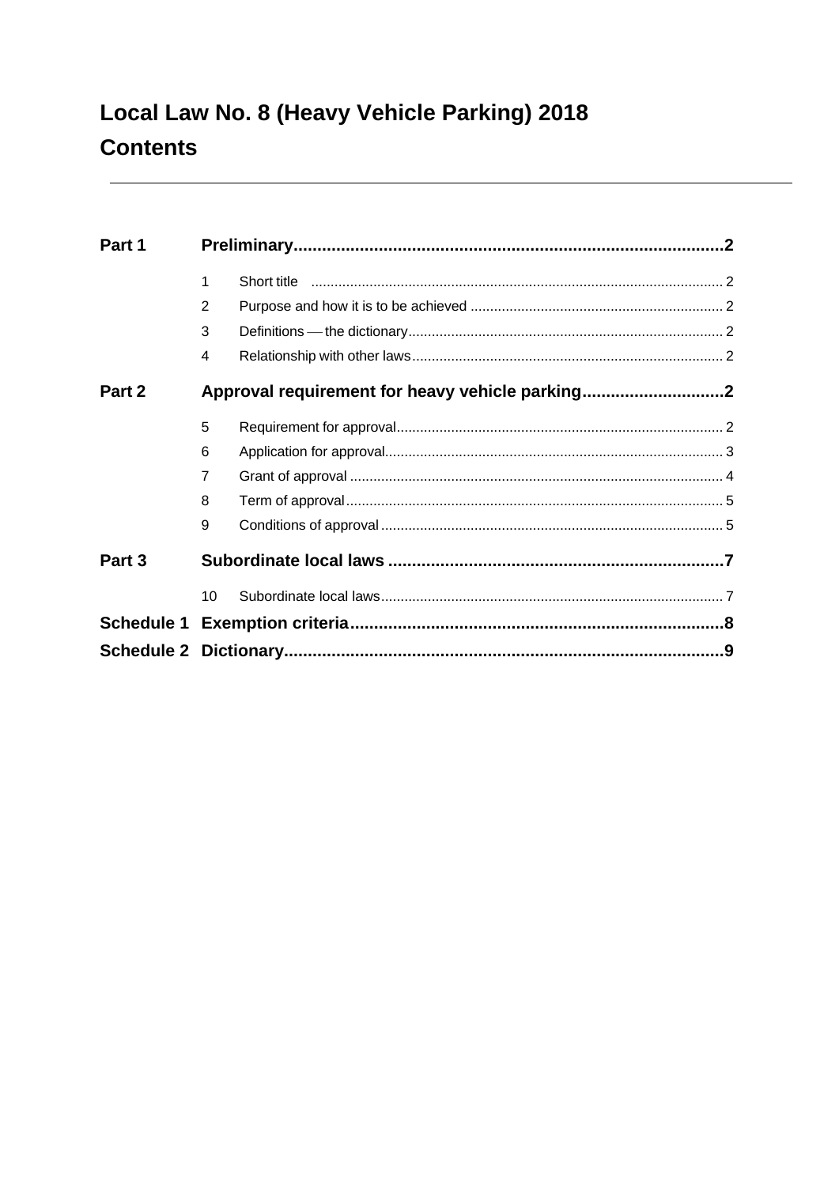# Local Law No. 8 (Heavy Vehicle Parking) 2018

## Contents

| | | |
|---|---|---|
| **Part 1** | **Preliminary** | **2** |
| 1 | Short title | 2 |
| 2 | Purpose and how it is to be achieved | 2 |
| 3 | Definitions — the dictionary | 2 |
| 4 | Relationship with other laws | 2 |
| **Part 2** | **Approval requirement for heavy vehicle parking** | **2** |
| 5 | Requirement for approval | 2 |
| 6 | Application for approval | 3 |
| 7 | Grant of approval | 4 |
| 8 | Term of approval | 5 |
| 9 | Conditions of approval | 5 |
| **Part 3** | **Subordinate local laws** | **7** |
| 10 | Subordinate local laws | 7 |
| **Schedule 1** | **Exemption criteria** | **8** |
| **Schedule 2** | **Dictionary** | **9** |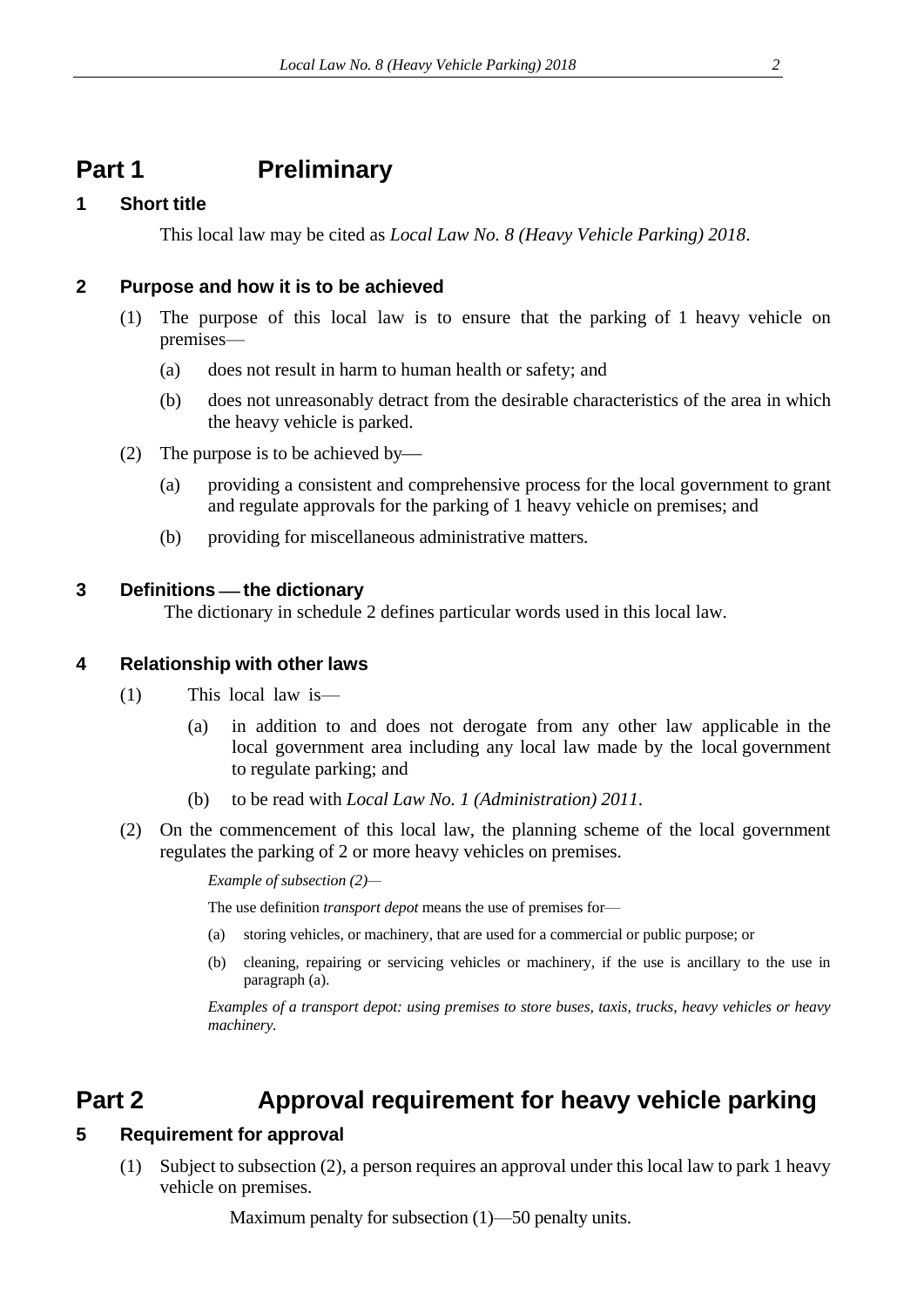# Part 1 Preliminary

### 1 Short title

This local law may be cited as *Local Law No. 8 (Heavy Vehicle Parking) 2018*.

### 2 Purpose and how it is to be achieved

(1) The purpose of this local law is to ensure that the parking of 1 heavy vehicle on premises—

(a) does not result in harm to human health or safety; and

(b) does not unreasonably detract from the desirable characteristics of the area in which the heavy vehicle is parked.

(2) The purpose is to be achieved by—

(a) providing a consistent and comprehensive process for the local government to grant and regulate approvals for the parking of 1 heavy vehicle on premises; and

(b) providing for miscellaneous administrative matters.

### 3 Definitions — the dictionary

The dictionary in schedule 2 defines particular words used in this local law.

### 4 Relationship with other laws

(1) This local law is—

(a) in addition to and does not derogate from any other law applicable in the local government area including any local law made by the local government to regulate parking; and

(b) to be read with *Local Law No. 1 (Administration) 2011*.

(2) On the commencement of this local law, the planning scheme of the local government regulates the parking of 2 or more heavy vehicles on premises.

*Example of subsection (2)—*

The use definition *transport depot* means the use of premises for—

(a) storing vehicles, or machinery, that are used for a commercial or public purpose; or

(b) cleaning, repairing or servicing vehicles or machinery, if the use is ancillary to the use in paragraph (a).

*Examples of a transport depot: using premises to store buses, taxis, trucks, heavy vehicles or heavy machinery.*

# Part 2 Approval requirement for heavy vehicle parking

### 5 Requirement for approval

(1) Subject to subsection (2), a person requires an approval under this local law to park 1 heavy vehicle on premises.

Maximum penalty for subsection (1)—50 penalty units.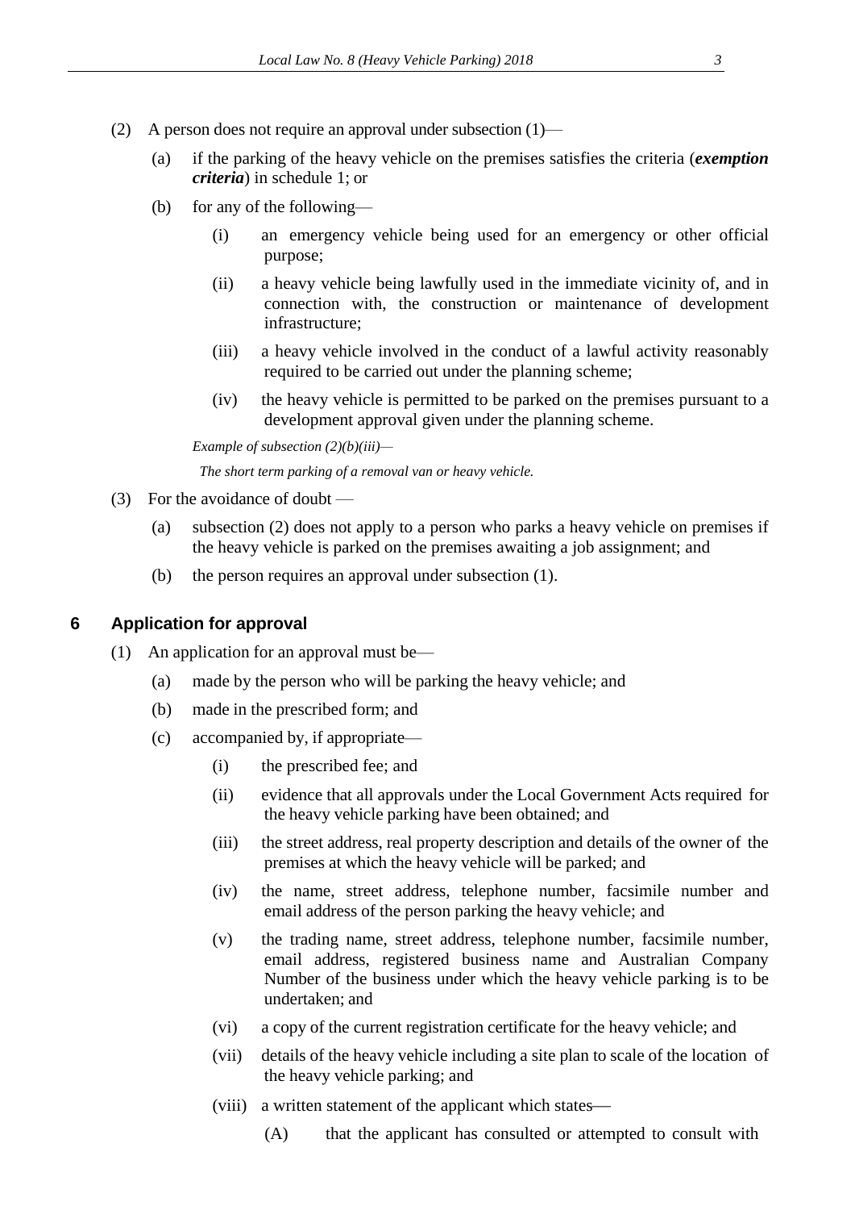(2) A person does not require an approval under subsection (1)—

(a) if the parking of the heavy vehicle on the premises satisfies the criteria (***exemption criteria***) in schedule 1; or

(b) for any of the following—

(i) an emergency vehicle being used for an emergency or other official purpose;

(ii) a heavy vehicle being lawfully used in the immediate vicinity of, and in connection with, the construction or maintenance of development infrastructure;

(iii) a heavy vehicle involved in the conduct of a lawful activity reasonably required to be carried out under the planning scheme;

(iv) the heavy vehicle is permitted to be parked on the premises pursuant to a development approval given under the planning scheme.

*Example of subsection (2)(b)(iii)—*

*The short term parking of a removal van or heavy vehicle.*

(3) For the avoidance of doubt —

(a) subsection (2) does not apply to a person who parks a heavy vehicle on premises if the heavy vehicle is parked on the premises awaiting a job assignment; and

(b) the person requires an approval under subsection (1).

## 6 Application for approval

(1) An application for an approval must be—

(a) made by the person who will be parking the heavy vehicle; and

(b) made in the prescribed form; and

(c) accompanied by, if appropriate—

(i) the prescribed fee; and

(ii) evidence that all approvals under the Local Government Acts required for the heavy vehicle parking have been obtained; and

(iii) the street address, real property description and details of the owner of the premises at which the heavy vehicle will be parked; and

(iv) the name, street address, telephone number, facsimile number and email address of the person parking the heavy vehicle; and

(v) the trading name, street address, telephone number, facsimile number, email address, registered business name and Australian Company Number of the business under which the heavy vehicle parking is to be undertaken; and

(vi) a copy of the current registration certificate for the heavy vehicle; and

(vii) details of the heavy vehicle including a site plan to scale of the location of the heavy vehicle parking; and

(viii) a written statement of the applicant which states—

(A) that the applicant has consulted or attempted to consult with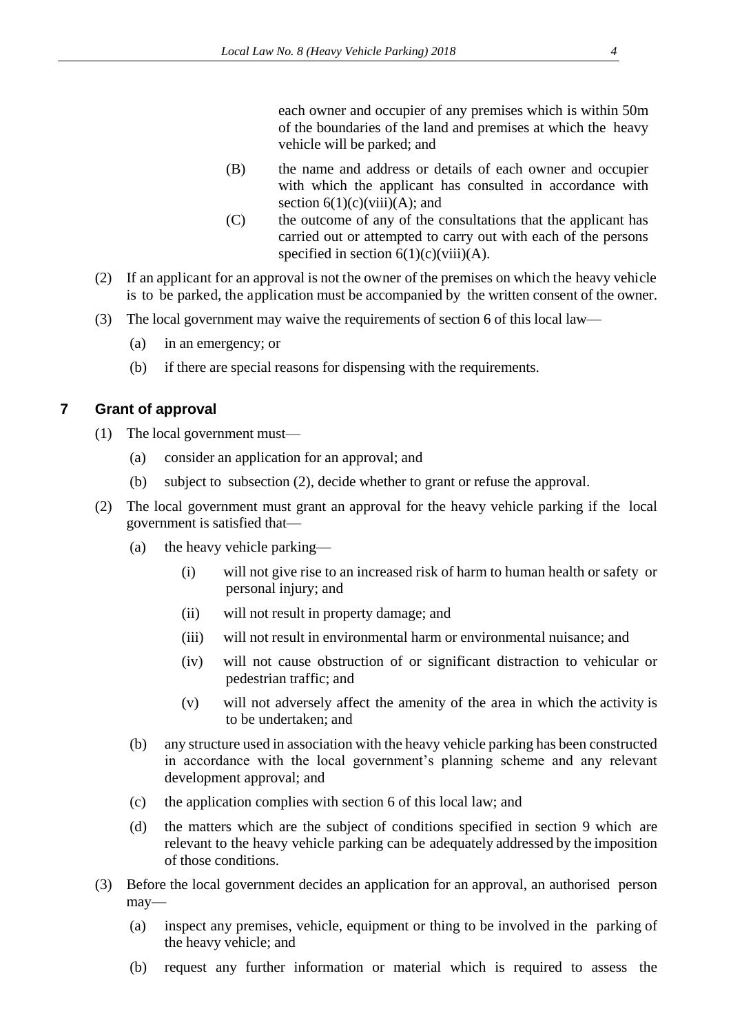each owner and occupier of any premises which is within 50m of the boundaries of the land and premises at which the heavy vehicle will be parked; and

(B) the name and address or details of each owner and occupier with which the applicant has consulted in accordance with section 6(1)(c)(viii)(A); and

(C) the outcome of any of the consultations that the applicant has carried out or attempted to carry out with each of the persons specified in section 6(1)(c)(viii)(A).

(2) If an applicant for an approval is not the owner of the premises on which the heavy vehicle is to be parked, the application must be accompanied by the written consent of the owner.

(3) The local government may waive the requirements of section 6 of this local law—

(a) in an emergency; or

(b) if there are special reasons for dispensing with the requirements.

## 7 Grant of approval

(1) The local government must—

(a) consider an application for an approval; and

(b) subject to subsection (2), decide whether to grant or refuse the approval.

(2) The local government must grant an approval for the heavy vehicle parking if the local government is satisfied that—

(a) the heavy vehicle parking—

(i) will not give rise to an increased risk of harm to human health or safety or personal injury; and

(ii) will not result in property damage; and

(iii) will not result in environmental harm or environmental nuisance; and

(iv) will not cause obstruction of or significant distraction to vehicular or pedestrian traffic; and

(v) will not adversely affect the amenity of the area in which the activity is to be undertaken; and

(b) any structure used in association with the heavy vehicle parking has been constructed in accordance with the local government's planning scheme and any relevant development approval; and

(c) the application complies with section 6 of this local law; and

(d) the matters which are the subject of conditions specified in section 9 which are relevant to the heavy vehicle parking can be adequately addressed by the imposition of those conditions.

(3) Before the local government decides an application for an approval, an authorised person may—

(a) inspect any premises, vehicle, equipment or thing to be involved in the parking of the heavy vehicle; and

(b) request any further information or material which is required to assess the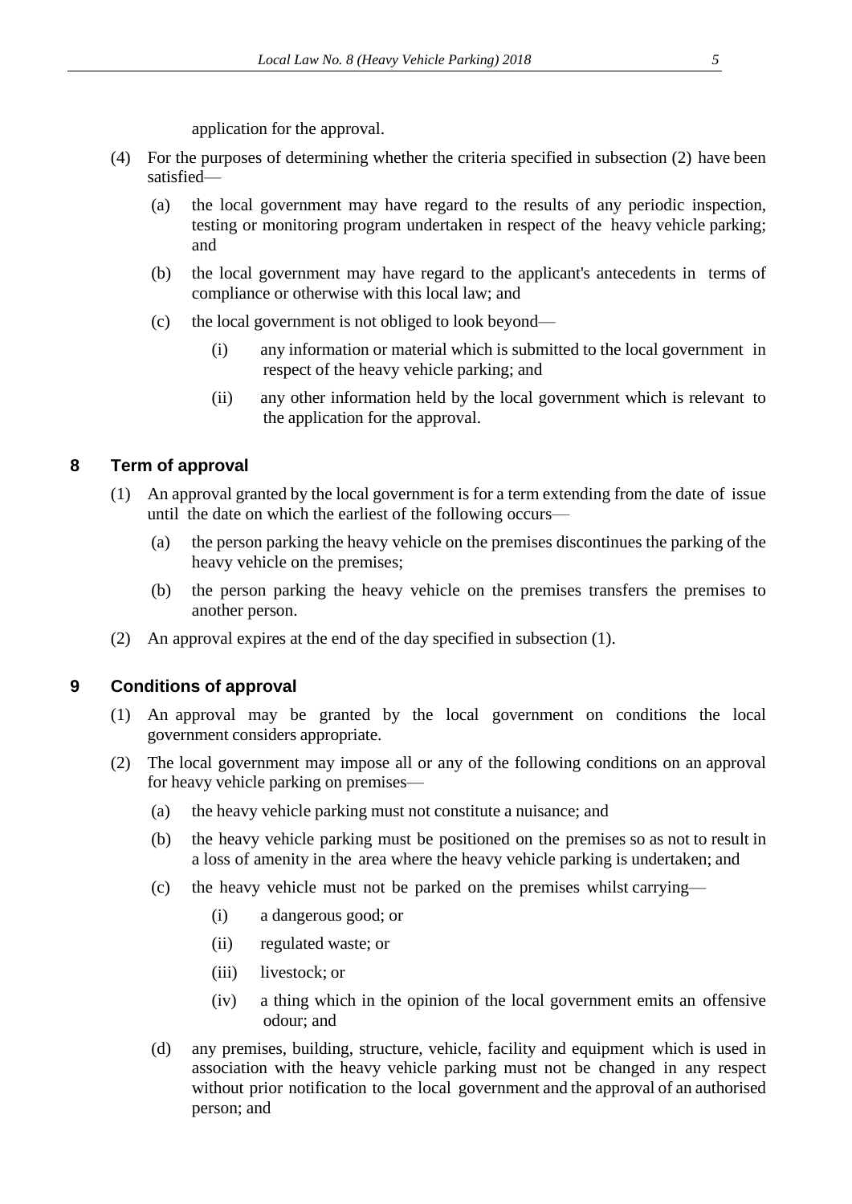application for the approval.

(4) For the purposes of determining whether the criteria specified in subsection (2) have been satisfied—

(a) the local government may have regard to the results of any periodic inspection, testing or monitoring program undertaken in respect of the heavy vehicle parking; and

(b) the local government may have regard to the applicant's antecedents in terms of compliance or otherwise with this local law; and

(c) the local government is not obliged to look beyond—

(i) any information or material which is submitted to the local government in respect of the heavy vehicle parking; and

(ii) any other information held by the local government which is relevant to the application for the approval.

## 8 Term of approval

(1) An approval granted by the local government is for a term extending from the date of issue until the date on which the earliest of the following occurs—

(a) the person parking the heavy vehicle on the premises discontinues the parking of the heavy vehicle on the premises;

(b) the person parking the heavy vehicle on the premises transfers the premises to another person.

(2) An approval expires at the end of the day specified in subsection (1).

## 9 Conditions of approval

(1) An approval may be granted by the local government on conditions the local government considers appropriate.

(2) The local government may impose all or any of the following conditions on an approval for heavy vehicle parking on premises—

(a) the heavy vehicle parking must not constitute a nuisance; and

(b) the heavy vehicle parking must be positioned on the premises so as not to result in a loss of amenity in the area where the heavy vehicle parking is undertaken; and

(c) the heavy vehicle must not be parked on the premises whilst carrying—

(i) a dangerous good; or

(ii) regulated waste; or

(iii) livestock; or

(iv) a thing which in the opinion of the local government emits an offensive odour; and

(d) any premises, building, structure, vehicle, facility and equipment which is used in association with the heavy vehicle parking must not be changed in any respect without prior notification to the local government and the approval of an authorised person; and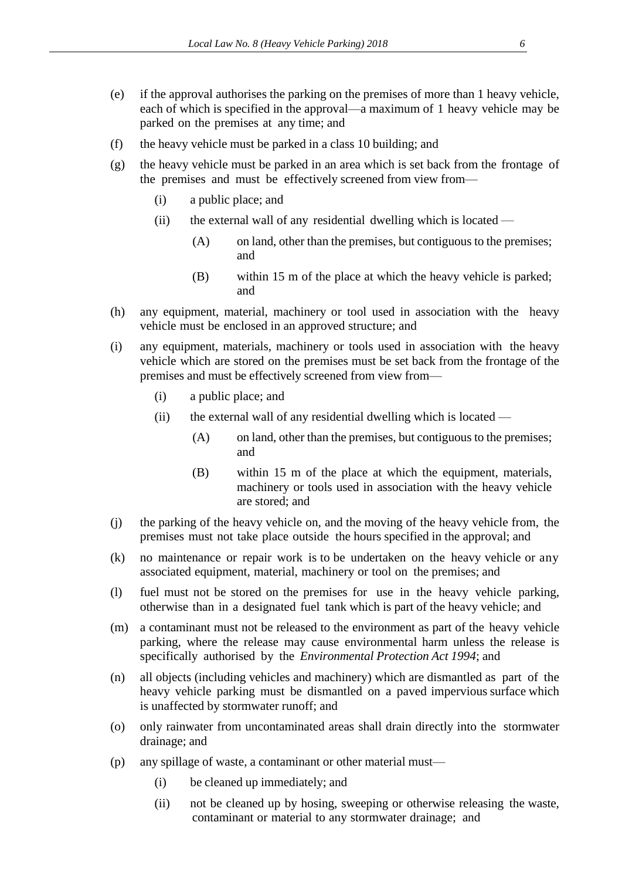(e) if the approval authorises the parking on the premises of more than 1 heavy vehicle, each of which is specified in the approval—a maximum of 1 heavy vehicle may be parked on the premises at any time; and

(f) the heavy vehicle must be parked in a class 10 building; and

(g) the heavy vehicle must be parked in an area which is set back from the frontage of the premises and must be effectively screened from view from—

  (i) a public place; and

  (ii) the external wall of any residential dwelling which is located —

    (A) on land, other than the premises, but contiguous to the premises; and

    (B) within 15 m of the place at which the heavy vehicle is parked; and

(h) any equipment, material, machinery or tool used in association with the heavy vehicle must be enclosed in an approved structure; and

(i) any equipment, materials, machinery or tools used in association with the heavy vehicle which are stored on the premises must be set back from the frontage of the premises and must be effectively screened from view from—

  (i) a public place; and

  (ii) the external wall of any residential dwelling which is located —

    (A) on land, other than the premises, but contiguous to the premises; and

    (B) within 15 m of the place at which the equipment, materials, machinery or tools used in association with the heavy vehicle are stored; and

(j) the parking of the heavy vehicle on, and the moving of the heavy vehicle from, the premises must not take place outside the hours specified in the approval; and

(k) no maintenance or repair work is to be undertaken on the heavy vehicle or any associated equipment, material, machinery or tool on the premises; and

(l) fuel must not be stored on the premises for use in the heavy vehicle parking, otherwise than in a designated fuel tank which is part of the heavy vehicle; and

(m) a contaminant must not be released to the environment as part of the heavy vehicle parking, where the release may cause environmental harm unless the release is specifically authorised by the *Environmental Protection Act 1994*; and

(n) all objects (including vehicles and machinery) which are dismantled as part of the heavy vehicle parking must be dismantled on a paved impervious surface which is unaffected by stormwater runoff; and

(o) only rainwater from uncontaminated areas shall drain directly into the stormwater drainage; and

(p) any spillage of waste, a contaminant or other material must—

  (i) be cleaned up immediately; and

  (ii) not be cleaned up by hosing, sweeping or otherwise releasing the waste, contaminant or material to any stormwater drainage; and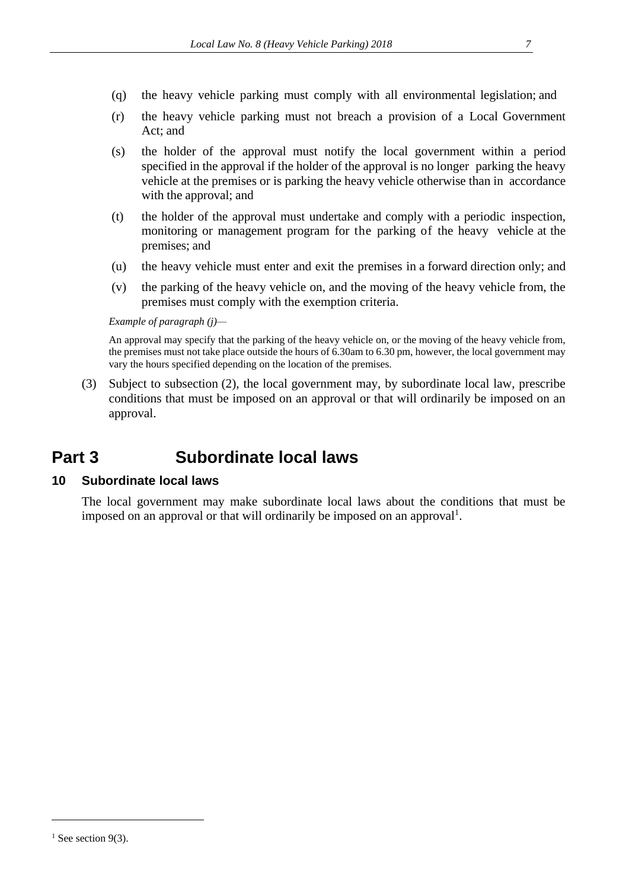(q) the heavy vehicle parking must comply with all environmental legislation; and

(r) the heavy vehicle parking must not breach a provision of a Local Government Act; and

(s) the holder of the approval must notify the local government within a period specified in the approval if the holder of the approval is no longer parking the heavy vehicle at the premises or is parking the heavy vehicle otherwise than in accordance with the approval; and

(t) the holder of the approval must undertake and comply with a periodic inspection, monitoring or management program for the parking of the heavy vehicle at the premises; and

(u) the heavy vehicle must enter and exit the premises in a forward direction only; and

(v) the parking of the heavy vehicle on, and the moving of the heavy vehicle from, the premises must comply with the exemption criteria.

*Example of paragraph (j)—*

An approval may specify that the parking of the heavy vehicle on, or the moving of the heavy vehicle from, the premises must not take place outside the hours of 6.30am to 6.30 pm, however, the local government may vary the hours specified depending on the location of the premises.

(3) Subject to subsection (2), the local government may, by subordinate local law, prescribe conditions that must be imposed on an approval or that will ordinarily be imposed on an approval.

# Part 3 Subordinate local laws

## 10 Subordinate local laws

The local government may make subordinate local laws about the conditions that must be imposed on an approval or that will ordinarily be imposed on an approval[1].

[1] See section 9(3).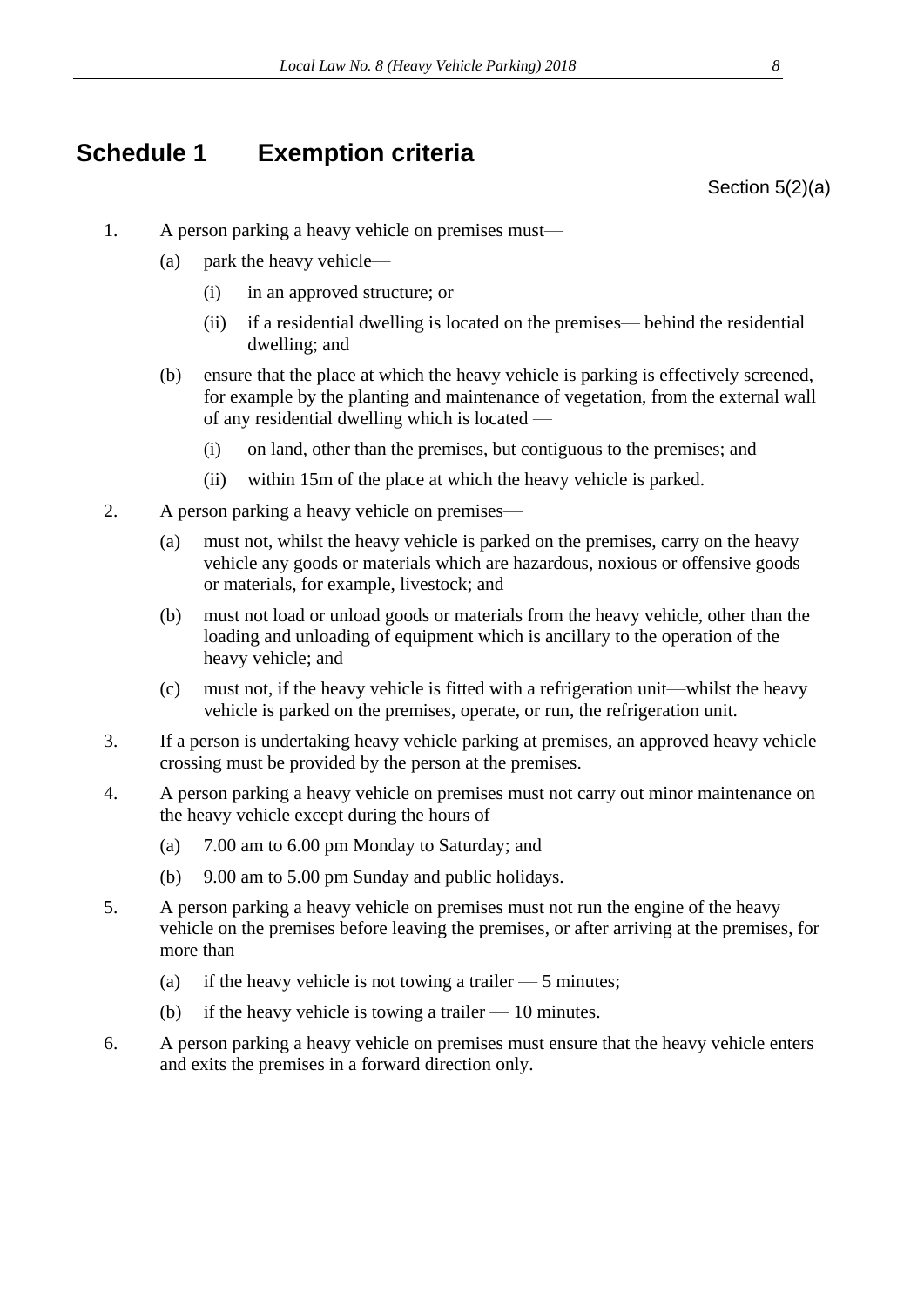# Schedule 1 Exemption criteria

Section 5(2)(a)

1. A person parking a heavy vehicle on premises must—
   (a) park the heavy vehicle—
      (i) in an approved structure; or
      (ii) if a residential dwelling is located on the premises— behind the residential dwelling; and
   (b) ensure that the place at which the heavy vehicle is parking is effectively screened, for example by the planting and maintenance of vegetation, from the external wall of any residential dwelling which is located —
      (i) on land, other than the premises, but contiguous to the premises; and
      (ii) within 15m of the place at which the heavy vehicle is parked.

2. A person parking a heavy vehicle on premises—
   (a) must not, whilst the heavy vehicle is parked on the premises, carry on the heavy vehicle any goods or materials which are hazardous, noxious or offensive goods or materials, for example, livestock; and
   (b) must not load or unload goods or materials from the heavy vehicle, other than the loading and unloading of equipment which is ancillary to the operation of the heavy vehicle; and
   (c) must not, if the heavy vehicle is fitted with a refrigeration unit—whilst the heavy vehicle is parked on the premises, operate, or run, the refrigeration unit.

3. If a person is undertaking heavy vehicle parking at premises, an approved heavy vehicle crossing must be provided by the person at the premises.

4. A person parking a heavy vehicle on premises must not carry out minor maintenance on the heavy vehicle except during the hours of—
   (a) 7.00 am to 6.00 pm Monday to Saturday; and
   (b) 9.00 am to 5.00 pm Sunday and public holidays.

5. A person parking a heavy vehicle on premises must not run the engine of the heavy vehicle on the premises before leaving the premises, or after arriving at the premises, for more than—
   (a) if the heavy vehicle is not towing a trailer — 5 minutes;
   (b) if the heavy vehicle is towing a trailer — 10 minutes.

6. A person parking a heavy vehicle on premises must ensure that the heavy vehicle enters and exits the premises in a forward direction only.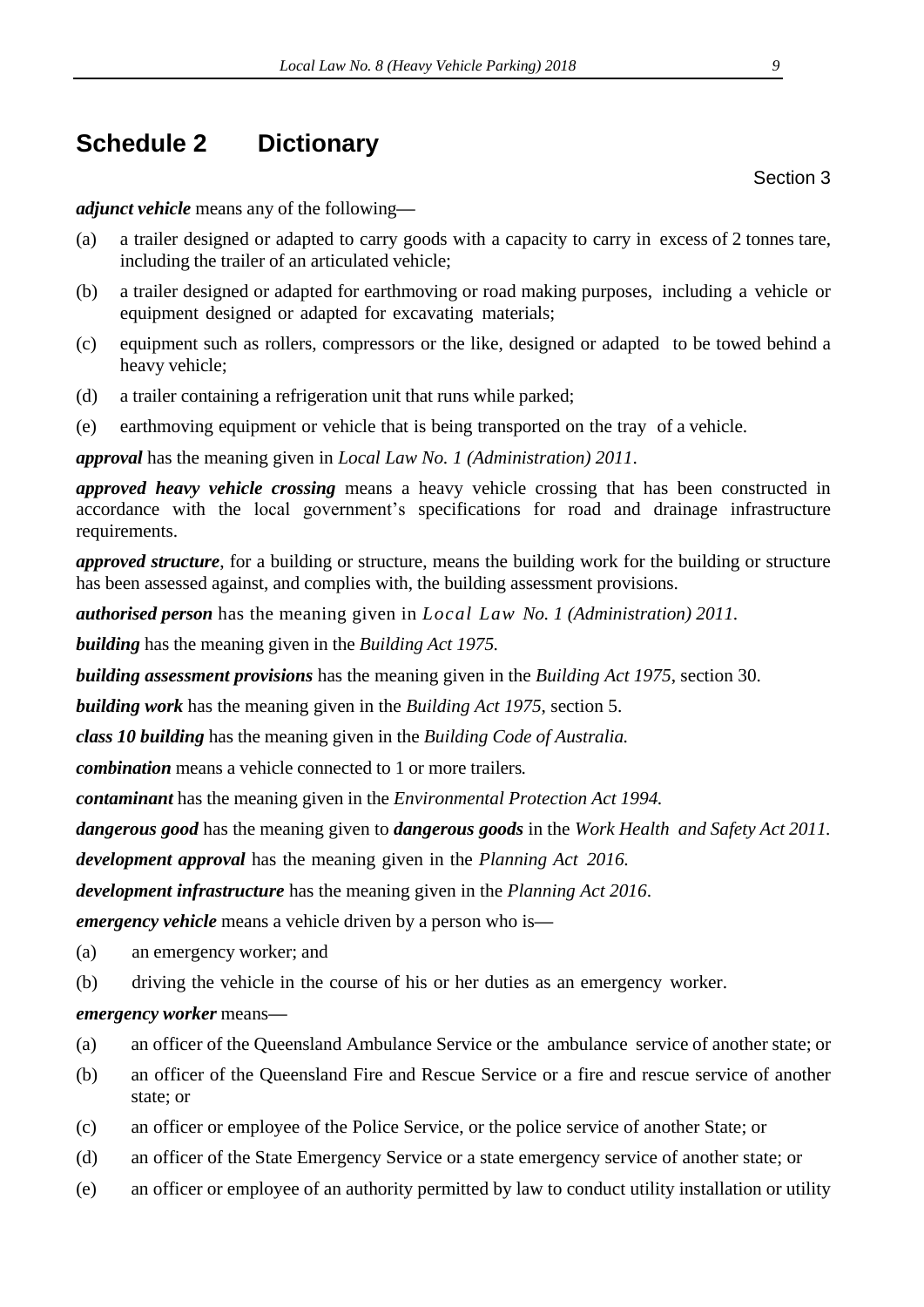# Schedule 2 Dictionary

Section 3

***adjunct vehicle*** means any of the following—

(a) a trailer designed or adapted to carry goods with a capacity to carry in excess of 2 tonnes tare, including the trailer of an articulated vehicle;

(b) a trailer designed or adapted for earthmoving or road making purposes, including a vehicle or equipment designed or adapted for excavating materials;

(c) equipment such as rollers, compressors or the like, designed or adapted to be towed behind a heavy vehicle;

(d) a trailer containing a refrigeration unit that runs while parked;

(e) earthmoving equipment or vehicle that is being transported on the tray of a vehicle.

***approval*** has the meaning given in *Local Law No. 1 (Administration) 2011*.

***approved heavy vehicle crossing*** means a heavy vehicle crossing that has been constructed in accordance with the local government's specifications for road and drainage infrastructure requirements.

***approved structure***, for a building or structure, means the building work for the building or structure has been assessed against, and complies with, the building assessment provisions.

***authorised person*** has the meaning given in *Local Law No. 1 (Administration) 2011.*

***building*** has the meaning given in the *Building Act 1975.*

***building assessment provisions*** has the meaning given in the *Building Act 1975*, section 30.

***building work*** has the meaning given in the *Building Act 1975*, section 5.

***class 10 building*** has the meaning given in the *Building Code of Australia.*

***combination*** means a vehicle connected to 1 or more trailers.

***contaminant*** has the meaning given in the *Environmental Protection Act 1994.*

***dangerous good*** has the meaning given to ***dangerous goods*** in the *Work Health and Safety Act 2011.*

***development approval*** has the meaning given in the *Planning Act 2016.*

***development infrastructure*** has the meaning given in the *Planning Act 2016*.

***emergency vehicle*** means a vehicle driven by a person who is—

(a) an emergency worker; and

(b) driving the vehicle in the course of his or her duties as an emergency worker.

***emergency worker*** means—

(a) an officer of the Queensland Ambulance Service or the ambulance service of another state; or

(b) an officer of the Queensland Fire and Rescue Service or a fire and rescue service of another state; or

(c) an officer or employee of the Police Service, or the police service of another State; or

(d) an officer of the State Emergency Service or a state emergency service of another state; or

(e) an officer or employee of an authority permitted by law to conduct utility installation or utility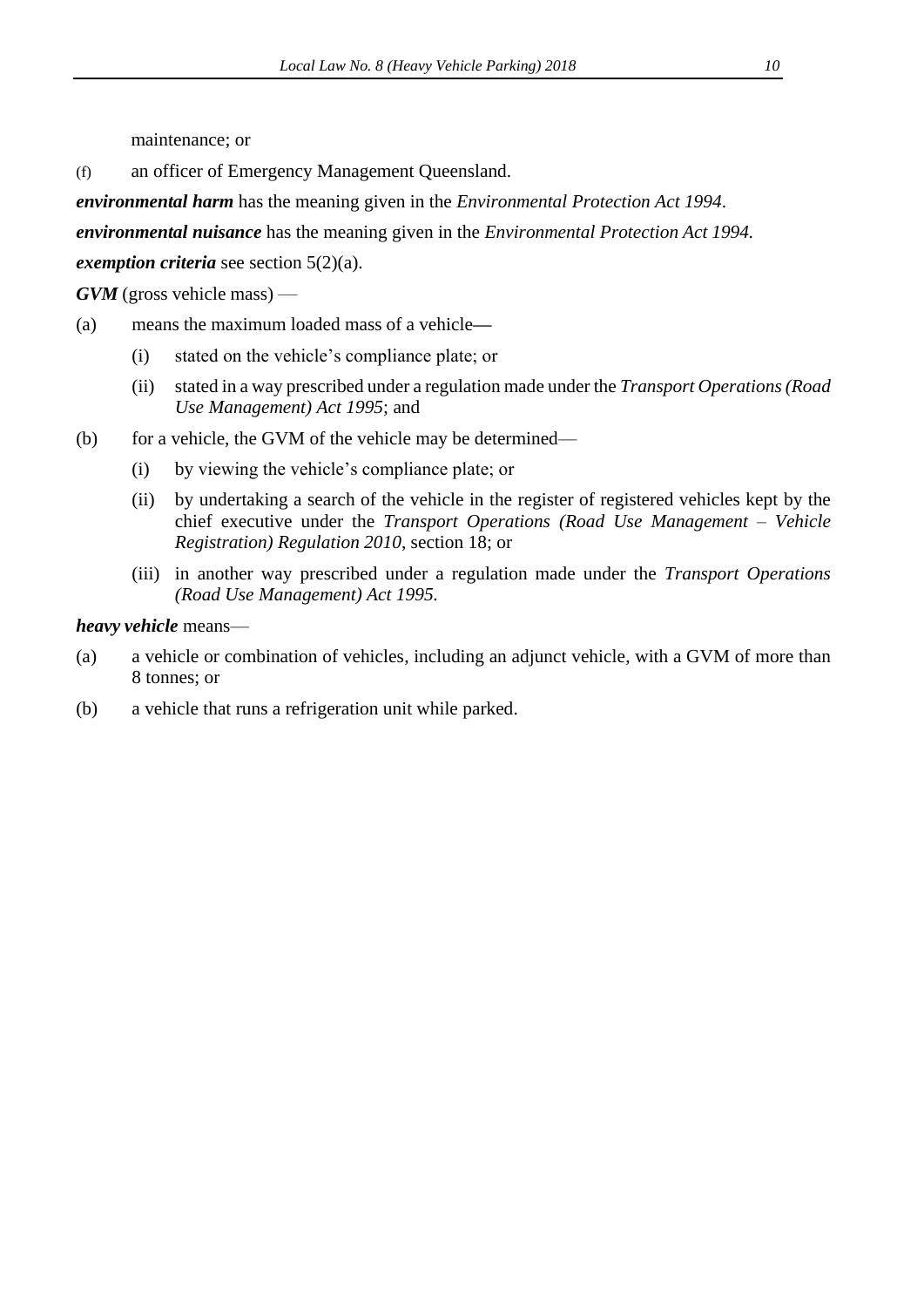maintenance; or

(f) an officer of Emergency Management Queensland.

***environmental harm*** has the meaning given in the *Environmental Protection Act 1994*.

***environmental nuisance*** has the meaning given in the *Environmental Protection Act 1994.*

***exemption criteria*** see section 5(2)(a).

***GVM*** (gross vehicle mass) —

(a) means the maximum loaded mass of a vehicle—

 (i) stated on the vehicle's compliance plate; or

 (ii) stated in a way prescribed under a regulation made under the *Transport Operations (Road Use Management) Act 1995*; and

(b) for a vehicle, the GVM of the vehicle may be determined—

 (i) by viewing the vehicle's compliance plate; or

 (ii) by undertaking a search of the vehicle in the register of registered vehicles kept by the chief executive under the *Transport Operations (Road Use Management – Vehicle Registration) Regulation 2010*, section 18; or

 (iii) in another way prescribed under a regulation made under the *Transport Operations (Road Use Management) Act 1995.*

***heavy vehicle*** means—

(a) a vehicle or combination of vehicles, including an adjunct vehicle, with a GVM of more than 8 tonnes; or

(b) a vehicle that runs a refrigeration unit while parked.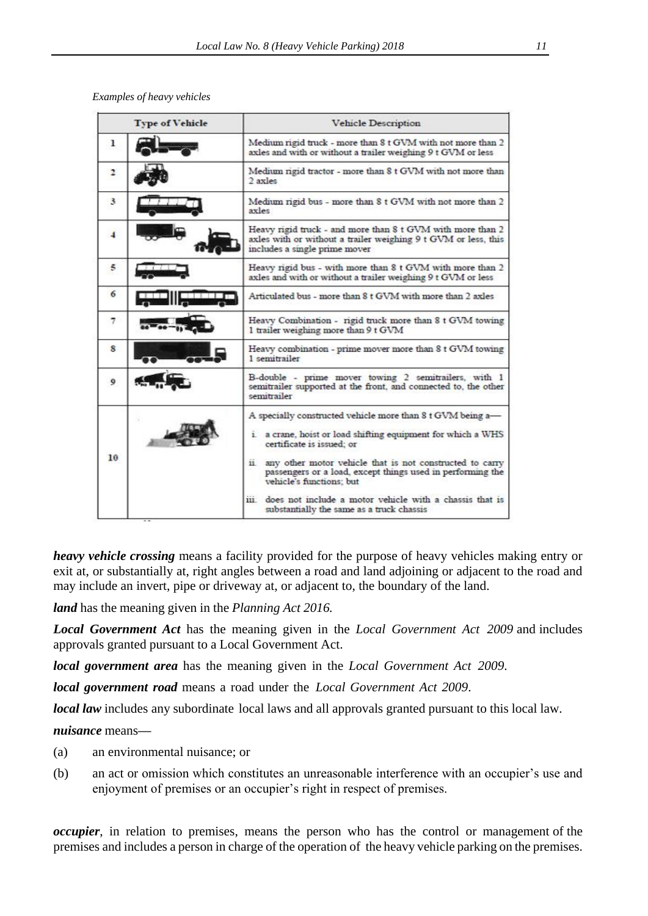*Examples of heavy vehicles*

| | Type of Vehicle | Vehicle Description |
|---|---|---|
| 1 | | Medium rigid truck - more than 8 t GVM with not more than 2 axles and with or without a trailer weighing 9 t GVM or less |
| 2 | | Medium rigid tractor - more than 8 t GVM with not more than 2 axles |
| 3 | | Medium rigid bus - more than 8 t GVM with not more than 2 axles |
| 4 | | Heavy rigid truck - and more than 8 t GVM with more than 2 axles with or without a trailer weighing 9 t GVM or less, this includes a single prime mover |
| 5 | | Heavy rigid bus - with more than 8 t GVM with more than 2 axles and with or without a trailer weighing 9 t GVM or less |
| 6 | | Articulated bus - more than 8 t GVM with more than 2 axles |
| 7 | | Heavy Combination - rigid truck more than 8 t GVM towing 1 trailer weighing more than 9 t GVM |
| 8 | | Heavy combination - prime mover more than 8 t GVM towing 1 semitrailer |
| 9 | | B-double - prime mover towing 2 semitrailers, with 1 semitrailer supported at the front, and connected to, the other semitrailer |
| 10 | | A specially constructed vehicle more than 8 t GVM being a— i. a crane, hoist or load shifting equipment for which a WHS certificate is issued; or ii. any other motor vehicle that is not constructed to carry passengers or a load, except things used in performing the vehicle's functions; but iii. does not include a motor vehicle with a chassis that is substantially the same as a truck chassis |

***heavy vehicle crossing*** means a facility provided for the purpose of heavy vehicles making entry or exit at, or substantially at, right angles between a road and land adjoining or adjacent to the road and may include an invert, pipe or driveway at, or adjacent to, the boundary of the land.

***land*** has the meaning given in the *Planning Act 2016.*

***Local Government Act*** has the meaning given in the *Local Government Act 2009* and includes approvals granted pursuant to a Local Government Act.

***local government area*** has the meaning given in the *Local Government Act 2009*.

***local government road*** means a road under the *Local Government Act 2009*.

***local law*** includes any subordinate local laws and all approvals granted pursuant to this local law.

***nuisance*** means—

(a) an environmental nuisance; or

(b) an act or omission which constitutes an unreasonable interference with an occupier's use and enjoyment of premises or an occupier's right in respect of premises.

***occupier***, in relation to premises, means the person who has the control or management of the premises and includes a person in charge of the operation of the heavy vehicle parking on the premises.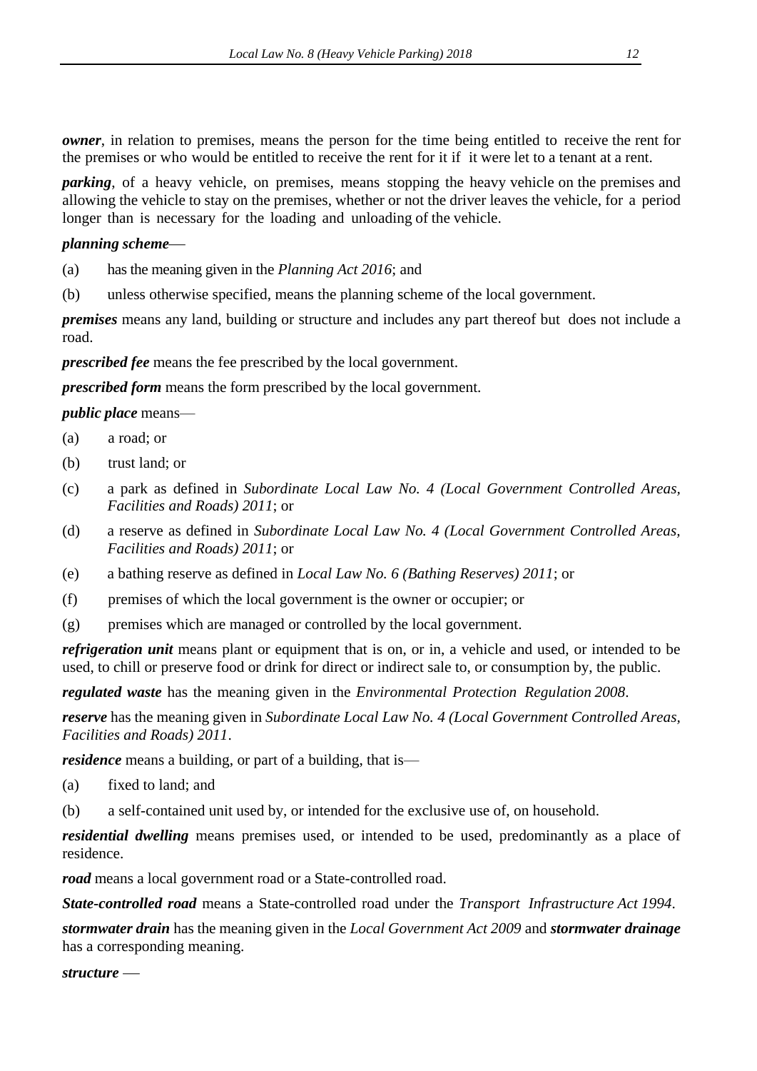***owner***, in relation to premises, means the person for the time being entitled to receive the rent for the premises or who would be entitled to receive the rent for it if it were let to a tenant at a rent.

***parking***, of a heavy vehicle, on premises, means stopping the heavy vehicle on the premises and allowing the vehicle to stay on the premises, whether or not the driver leaves the vehicle, for a period longer than is necessary for the loading and unloading of the vehicle.

***planning scheme***—

(a) has the meaning given in the *Planning Act 2016*; and

(b) unless otherwise specified, means the planning scheme of the local government.

***premises*** means any land, building or structure and includes any part thereof but does not include a road.

***prescribed fee*** means the fee prescribed by the local government.

***prescribed form*** means the form prescribed by the local government.

***public place*** means—

(a) a road; or

(b) trust land; or

(c) a park as defined in *Subordinate Local Law No. 4 (Local Government Controlled Areas, Facilities and Roads) 2011*; or

(d) a reserve as defined in *Subordinate Local Law No. 4 (Local Government Controlled Areas, Facilities and Roads) 2011*; or

(e) a bathing reserve as defined in *Local Law No. 6 (Bathing Reserves) 2011*; or

(f) premises of which the local government is the owner or occupier; or

(g) premises which are managed or controlled by the local government.

***refrigeration unit*** means plant or equipment that is on, or in, a vehicle and used, or intended to be used, to chill or preserve food or drink for direct or indirect sale to, or consumption by, the public.

***regulated waste*** has the meaning given in the *Environmental Protection Regulation 2008*.

***reserve*** has the meaning given in *Subordinate Local Law No. 4 (Local Government Controlled Areas, Facilities and Roads) 2011*.

***residence*** means a building, or part of a building, that is—

(a) fixed to land; and

(b) a self-contained unit used by, or intended for the exclusive use of, on household.

***residential dwelling*** means premises used, or intended to be used, predominantly as a place of residence.

***road*** means a local government road or a State-controlled road.

***State-controlled road*** means a State-controlled road under the *Transport Infrastructure Act 1994*.

***stormwater drain*** has the meaning given in the *Local Government Act 2009* and ***stormwater drainage*** has a corresponding meaning.

***structure*** —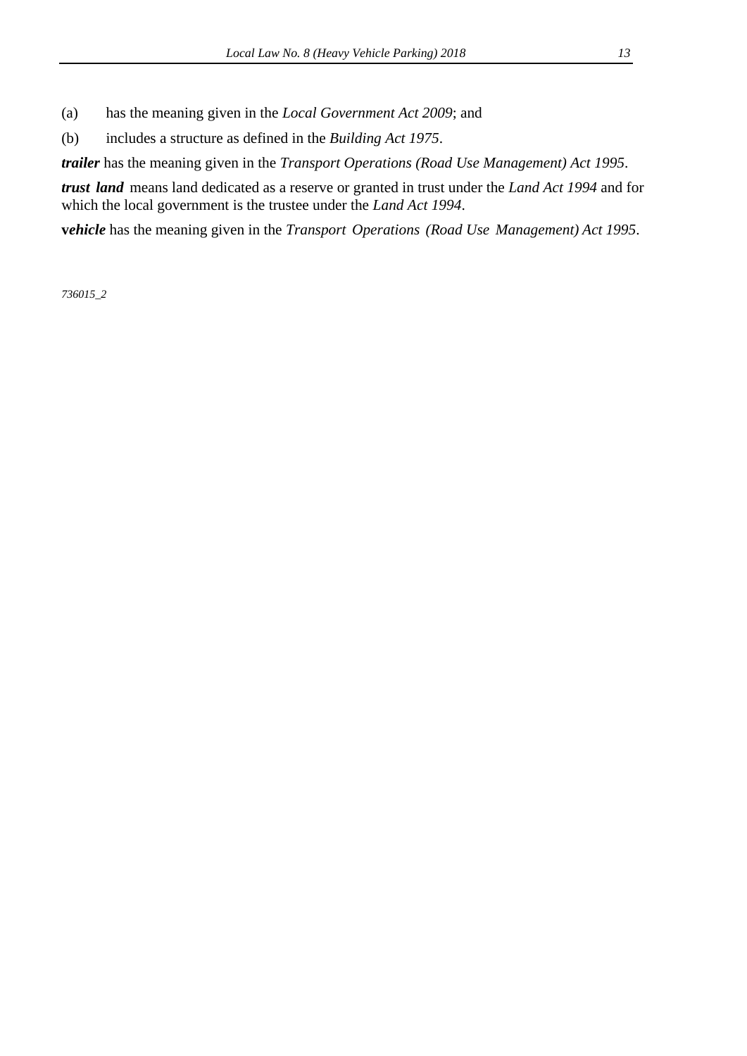(a) has the meaning given in the *Local Government Act 2009*; and

(b) includes a structure as defined in the *Building Act 1975*.

***trailer*** has the meaning given in the *Transport Operations (Road Use Management) Act 1995*.

***trust land*** means land dedicated as a reserve or granted in trust under the *Land Act 1994* and for which the local government is the trustee under the *Land Act 1994*.

***vehicle*** has the meaning given in the *Transport Operations (Road Use Management) Act 1995*.

*736015_2*